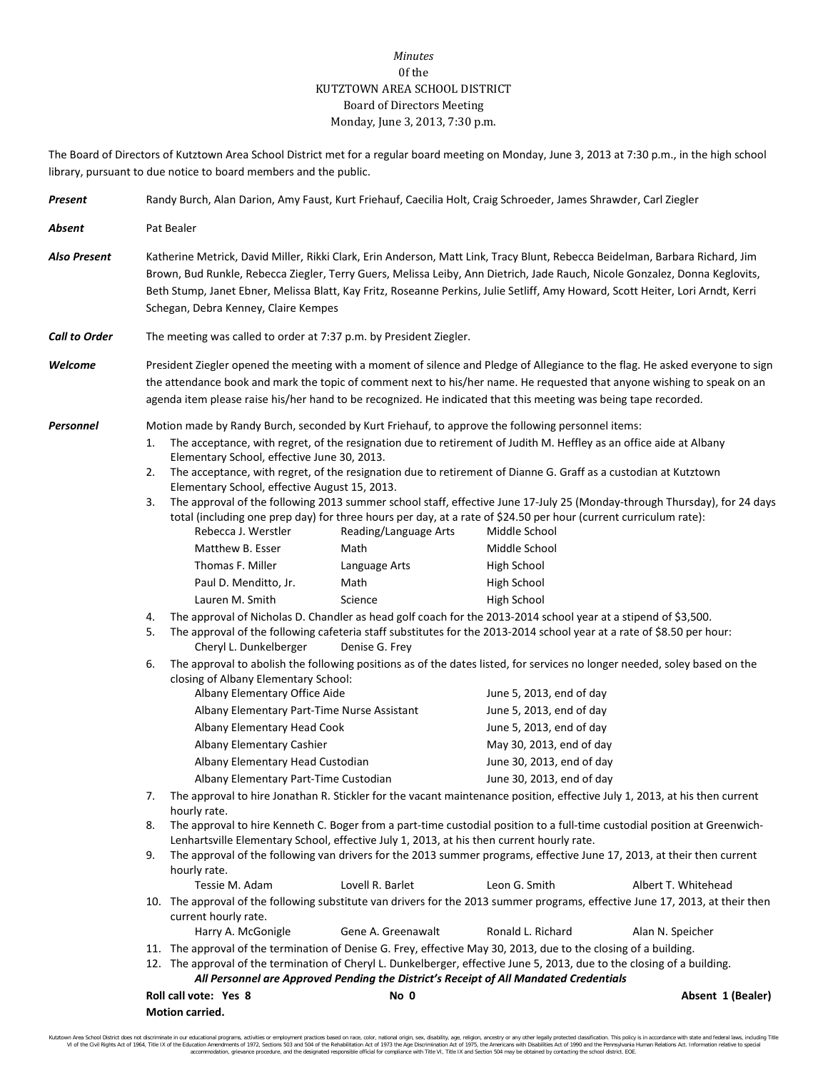*Minutes*
0f the
KUTZTOWN AREA SCHOOL DISTRICT
Board of Directors Meeting
Monday, June 3, 2013, 7:30 p.m.

The Board of Directors of Kutztown Area School District met for a regular board meeting on Monday, June 3, 2013 at 7:30 p.m., in the high school library, pursuant to due notice to board members and the public.

***Present*** Randy Burch, Alan Darion, Amy Faust, Kurt Friehauf, Caecilia Holt, Craig Schroeder, James Shrawder, Carl Ziegler

***Absent*** Pat Bealer

***Also Present*** Katherine Metrick, David Miller, Rikki Clark, Erin Anderson, Matt Link, Tracy Blunt, Rebecca Beidelman, Barbara Richard, Jim Brown, Bud Runkle, Rebecca Ziegler, Terry Guers, Melissa Leiby, Ann Dietrich, Jade Rauch, Nicole Gonzalez, Donna Keglovits, Beth Stump, Janet Ebner, Melissa Blatt, Kay Fritz, Roseanne Perkins, Julie Setliff, Amy Howard, Scott Heiter, Lori Arndt, Kerri Schegan, Debra Kenney, Claire Kempes

***Call to Order*** The meeting was called to order at 7:37 p.m. by President Ziegler.

***Welcome*** President Ziegler opened the meeting with a moment of silence and Pledge of Allegiance to the flag. He asked everyone to sign the attendance book and mark the topic of comment next to his/her name. He requested that anyone wishing to speak on an agenda item please raise his/her hand to be recognized. He indicated that this meeting was being tape recorded.

***Personnel*** Motion made by Randy Burch, seconded by Kurt Friehauf, to approve the following personnel items:

1. The acceptance, with regret, of the resignation due to retirement of Judith M. Heffley as an office aide at Albany Elementary School, effective June 30, 2013.
2. The acceptance, with regret, of the resignation due to retirement of Dianne G. Graff as a custodian at Kutztown Elementary School, effective August 15, 2013.
3. The approval of the following 2013 summer school staff, effective June 17-July 25 (Monday-through Thursday), for 24 days total (including one prep day) for three hours per day, at a rate of $24.50 per hour (current curriculum rate):

| | | |
|---|---|---|
| Rebecca J. Werstler | Reading/Language Arts | Middle School |
| Matthew B. Esser | Math | Middle School |
| Thomas F. Miller | Language Arts | High School |
| Paul D. Menditto, Jr. | Math | High School |
| Lauren M. Smith | Science | High School |

4. The approval of Nicholas D. Chandler as head golf coach for the 2013-2014 school year at a stipend of $3,500.
5. The approval of the following cafeteria staff substitutes for the 2013-2014 school year at a rate of $8.50 per hour:
   Cheryl L. Dunkelberger   Denise G. Frey
6. The approval to abolish the following positions as of the dates listed, for services no longer needed, soley based on the closing of Albany Elementary School:

| | |
|---|---|
| Albany Elementary Office Aide | June 5, 2013, end of day |
| Albany Elementary Part-Time Nurse Assistant | June 5, 2013, end of day |
| Albany Elementary Head Cook | June 5, 2013, end of day |
| Albany Elementary Cashier | May 30, 2013, end of day |
| Albany Elementary Head Custodian | June 30, 2013, end of day |
| Albany Elementary Part-Time Custodian | June 30, 2013, end of day |

7. The approval to hire Jonathan R. Stickler for the vacant maintenance position, effective July 1, 2013, at his then current hourly rate.
8. The approval to hire Kenneth C. Boger from a part-time custodial position to a full-time custodial position at Greenwich-Lenhartsville Elementary School, effective July 1, 2013, at his then current hourly rate.
9. The approval of the following van drivers for the 2013 summer programs, effective June 17, 2013, at their then current hourly rate.
   Tessie M. Adam   Lovell R. Barlet   Leon G. Smith   Albert T. Whitehead
10. The approval of the following substitute van drivers for the 2013 summer programs, effective June 17, 2013, at their then current hourly rate.
   Harry A. McGonigle   Gene A. Greenawalt   Ronald L. Richard   Alan N. Speicher
11. The approval of the termination of Denise G. Frey, effective May 30, 2013, due to the closing of a building.
12. The approval of the termination of Cheryl L. Dunkelberger, effective June 5, 2013, due to the closing of a building.

***All Personnel are Approved Pending the District's Receipt of All Mandated Credentials***

**Roll call vote: Yes 8   No 0   Absent 1 (Bealer)**
**Motion carried.**

Kutztown Area School District does not discriminate in our educational programs, activities or employment practices based on race, color, national origin, sex, disability, age, religion, ancestry or any other legally protected classification. This policy is in accordance with state and federal laws, including Title VI of the Civil Rights Act of 1964, Title IX of the Education Amendments of 1972, Sections 503 and 504 of the Rehabilitation Act of 1973 the Age Discrimination Act of 1975, the Americans with Disabilities Act of 1990 and the Pennsylvania Human Relations Act. Information relative to special accommodation, grievance procedure, and the designated responsible official for compliance with Title VI, Title IX and Section 504 may be obtained by contacting the school district. EOE.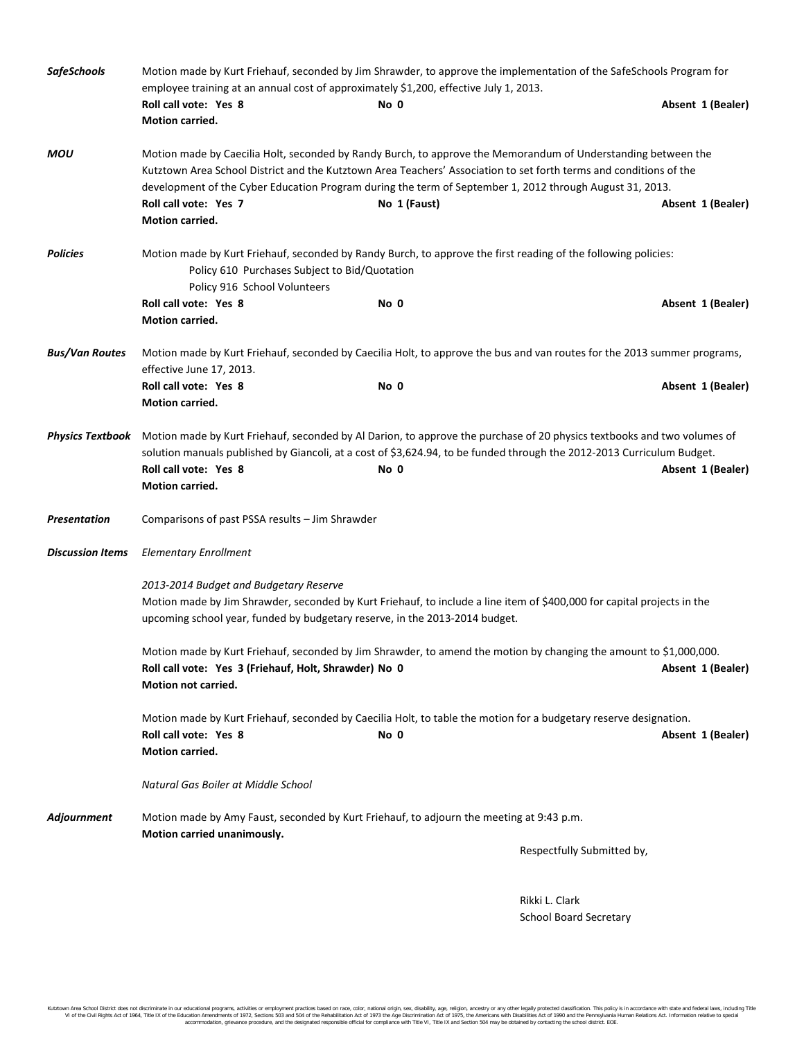***SafeSchools*** Motion made by Kurt Friehauf, seconded by Jim Shrawder, to approve the implementation of the SafeSchools Program for employee training at an annual cost of approximately $1,200, effective July 1, 2013.

**Roll call vote: Yes 8** **No 0** **Absent 1 (Bealer)**

**Motion carried.**

***MOU*** Motion made by Caecilia Holt, seconded by Randy Burch, to approve the Memorandum of Understanding between the Kutztown Area School District and the Kutztown Area Teachers' Association to set forth terms and conditions of the development of the Cyber Education Program during the term of September 1, 2012 through August 31, 2013.

**Roll call vote: Yes 7** **No 1 (Faust)** **Absent 1 (Bealer)**

**Motion carried.**

***Policies*** Motion made by Kurt Friehauf, seconded by Randy Burch, to approve the first reading of the following policies:

Policy 610 Purchases Subject to Bid/Quotation
Policy 916 School Volunteers

**Roll call vote: Yes 8** **No 0** **Absent 1 (Bealer)**

**Motion carried.**

***Bus/Van Routes*** Motion made by Kurt Friehauf, seconded by Caecilia Holt, to approve the bus and van routes for the 2013 summer programs, effective June 17, 2013.

**Roll call vote: Yes 8** **No 0** **Absent 1 (Bealer)**

**Motion carried.**

***Physics Textbook*** Motion made by Kurt Friehauf, seconded by Al Darion, to approve the purchase of 20 physics textbooks and two volumes of solution manuals published by Giancoli, at a cost of $3,624.94, to be funded through the 2012-2013 Curriculum Budget.

**Roll call vote: Yes 8** **No 0** **Absent 1 (Bealer)**

**Motion carried.**

***Presentation*** Comparisons of past PSSA results – Jim Shrawder

***Discussion Items*** *Elementary Enrollment*

*2013-2014 Budget and Budgetary Reserve*

Motion made by Jim Shrawder, seconded by Kurt Friehauf, to include a line item of $400,000 for capital projects in the upcoming school year, funded by budgetary reserve, in the 2013-2014 budget.

Motion made by Kurt Friehauf, seconded by Jim Shrawder, to amend the motion by changing the amount to $1,000,000.

**Roll call vote: Yes 3 (Friehauf, Holt, Shrawder) No 0** **Absent 1 (Bealer)**

**Motion not carried.**

Motion made by Kurt Friehauf, seconded by Caecilia Holt, to table the motion for a budgetary reserve designation.

**Roll call vote: Yes 8** **No 0** **Absent 1 (Bealer)**

**Motion carried.**

*Natural Gas Boiler at Middle School*

***Adjournment*** Motion made by Amy Faust, seconded by Kurt Friehauf, to adjourn the meeting at 9:43 p.m.

**Motion carried unanimously.**

Respectfully Submitted by,

Rikki L. Clark
School Board Secretary

Kutztown Area School District does not discriminate in our educational programs, activities or employment practices based on race, color, national origin, sex, disability, age, religion, ancestry or any other legally protected classification. This policy is in accordance with state and federal laws, including Title VI of the Civil Rights Act of 1964, Title IX of the Education Amendments of 1972, Sections 503 and 504 of the Rehabilitation Act of 1973 the Age Discrimination Act of 1975, the Americans with Disabilities Act of 1990 and the Pennsylvania Human Relations Act. Information relative to special accommodation, grievance procedure, and the designated responsible official for compliance with Title VI, Title IX and Section 504 may be obtained by contacting the school district. EOE.